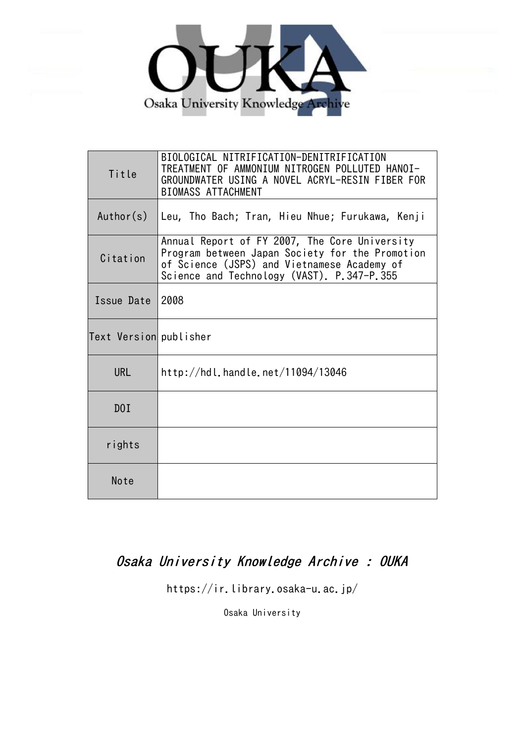| Title | BIOLOGICAL NITRIFICATION-DENITRIFICATION TREATMENT OF AMMONIUM NITROGEN POLLUTED HANOI-GROUNDWATER USING A NOVEL ACRYL-RESIN FIBER FOR BIOMASS ATTACHMENT |
|---|---|
| Author(s) | Leu, Tho Bach; Tran, Hieu Nhue; Furukawa, Kenji |
| Citation | Annual Report of FY 2007, The Core University Program between Japan Society for the Promotion of Science (JSPS) and Vietnamese Academy of Science and Technology (VAST). P.347-P.355 |
| Issue Date | 2008 |
| Text Version | publisher |
| URL | http://hdl.handle.net/11094/13046 |
| DOI | |
| rights | |
| Note | |

*Osaka University Knowledge Archive : OUKA*

https://ir.library.osaka-u.ac.jp/

Osaka University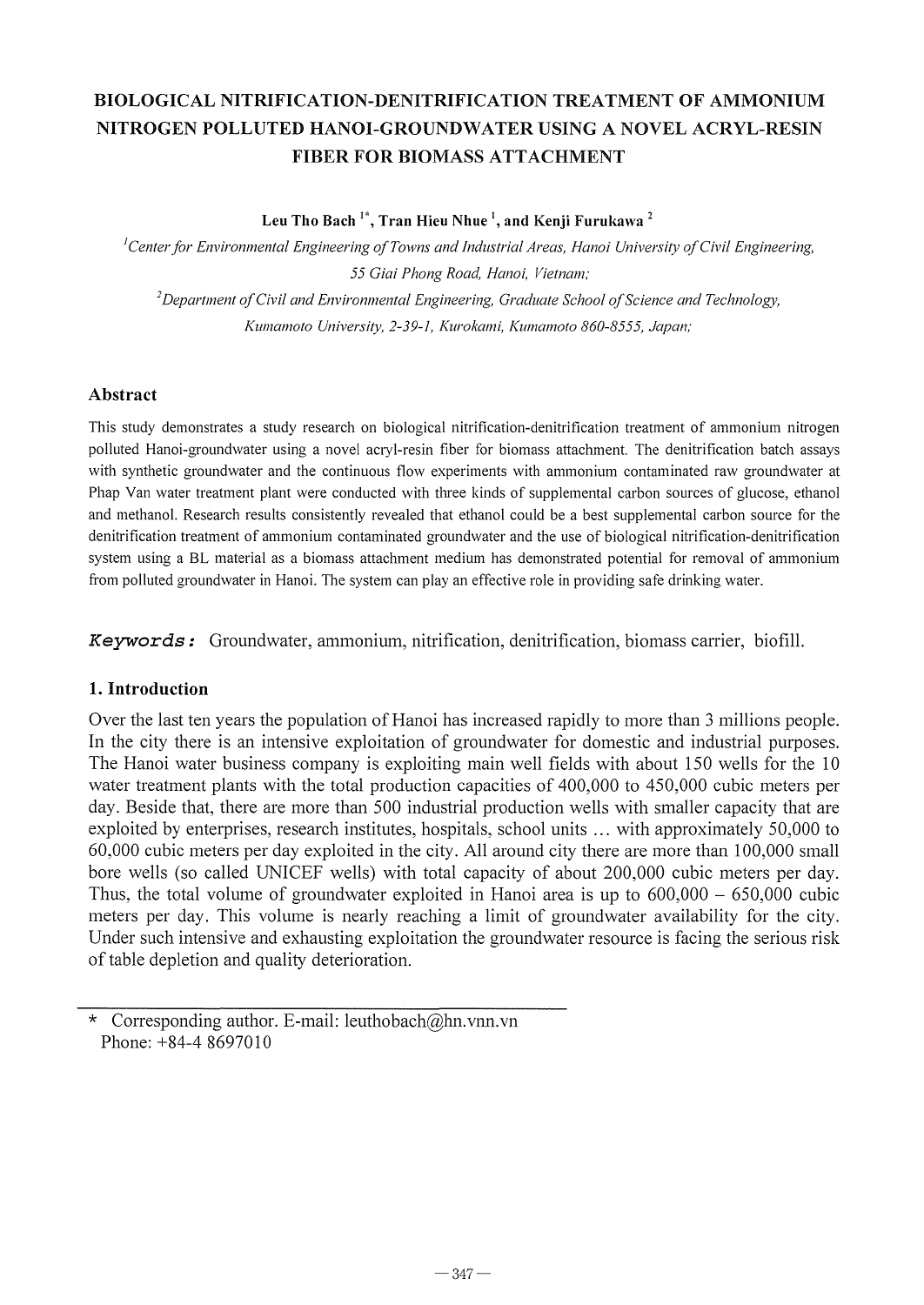# BIOLOGICAL NITRIFICATION-DENITRIFICATION TREATMENT OF AMMONIUM NITROGEN POLLUTED HANOI-GROUNDWATER USING A NOVEL ACRYL-RESIN FIBER FOR BIOMASS ATTACHMENT

**Leu Tho Bach [1*], Tran Hieu Nhue [1], and Kenji Furukawa [2]**

[1] *Center for Environmental Engineering of Towns and Industrial Areas, Hanoi University of Civil Engineering, 55 Giai Phong Road, Hanoi, Vietnam;*

[2] *Department of Civil and Environmental Engineering, Graduate School of Science and Technology, Kumamoto University, 2-39-1, Kurokami, Kumamoto 860-8555, Japan;*

## Abstract

This study demonstrates a study research on biological nitrification-denitrification treatment of ammonium nitrogen polluted Hanoi-groundwater using a novel acryl-resin fiber for biomass attachment. The denitrification batch assays with synthetic groundwater and the continuous flow experiments with ammonium contaminated raw groundwater at Phap Van water treatment plant were conducted with three kinds of supplemental carbon sources of glucose, ethanol and methanol. Research results consistently revealed that ethanol could be a best supplemental carbon source for the denitrification treatment of ammonium contaminated groundwater and the use of biological nitrification-denitrification system using a BL material as a biomass attachment medium has demonstrated potential for removal of ammonium from polluted groundwater in Hanoi. The system can play an effective role in providing safe drinking water.

***Keywords:*** Groundwater, ammonium, nitrification, denitrification, biomass carrier, biofill.

## 1. Introduction

Over the last ten years the population of Hanoi has increased rapidly to more than 3 millions people. In the city there is an intensive exploitation of groundwater for domestic and industrial purposes. The Hanoi water business company is exploiting main well fields with about 150 wells for the 10 water treatment plants with the total production capacities of 400,000 to 450,000 cubic meters per day. Beside that, there are more than 500 industrial production wells with smaller capacity that are exploited by enterprises, research institutes, hospitals, school units ... with approximately 50,000 to 60,000 cubic meters per day exploited in the city. All around city there are more than 100,000 small bore wells (so called UNICEF wells) with total capacity of about 200,000 cubic meters per day. Thus, the total volume of groundwater exploited in Hanoi area is up to 600,000 – 650,000 cubic meters per day. This volume is nearly reaching a limit of groundwater availability for the city. Under such intensive and exhausting exploitation the groundwater resource is facing the serious risk of table depletion and quality deterioration.

---

\* Corresponding author. E-mail: leuthobach@hn.vnn.vn
Phone: +84-4 8697010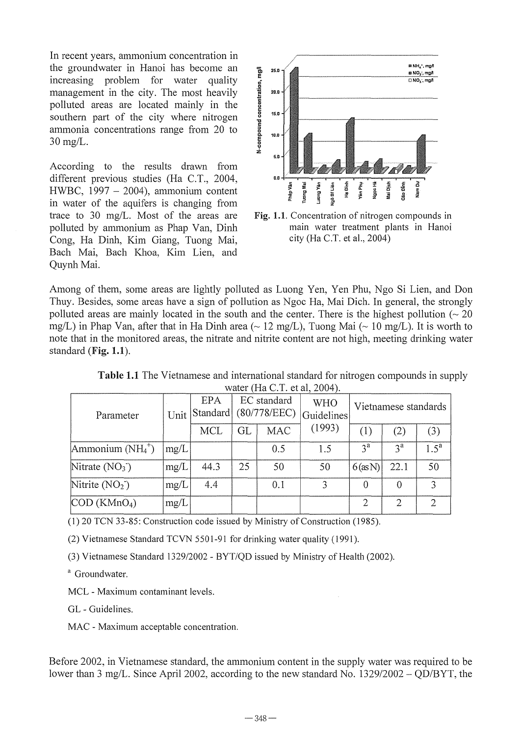In recent years, ammonium concentration in the groundwater in Hanoi has become an increasing problem for water quality management in the city. The most heavily polluted areas are located mainly in the southern part of the city where nitrogen ammonia concentrations range from 20 to 30 mg/L.

According to the results drawn from different previous studies (Ha C.T., 2004, HWBC, 1997 – 2004), ammonium content in water of the aquifers is changing from trace to 30 mg/L. Most of the areas are polluted by ammonium as Phap Van, Dinh Cong, Ha Dinh, Kim Giang, Tuong Mai, Bach Mai, Bach Khoa, Kim Lien, and Quynh Mai.

**Fig. 1.1**. Concentration of nitrogen compounds in main water treatment plants in Hanoi city (Ha C.T. et al., 2004)

Among of them, some areas are lightly polluted as Luong Yen, Yen Phu, Ngo Si Lien, and Don Thuy. Besides, some areas have a sign of pollution as Ngoc Ha, Mai Dich. In general, the strongly polluted areas are mainly located in the south and the center. There is the highest pollution (~ 20 mg/L) in Phap Van, after that in Ha Dinh area (~ 12 mg/L), Tuong Mai (~ 10 mg/L). It is worth to note that in the monitored areas, the nitrate and nitrite content are not high, meeting drinking water standard (**Fig. 1.1**).

**Table 1.1** The Vietnamese and international standard for nitrogen compounds in supply water (Ha C.T. et al, 2004).

| Parameter | Unit | EPA Standard | EC standard (80/778/EEC) | | WHO Guidelines (1993) | Vietnamese standards | | |
|---|---|---|---|---|---|---|---|---|
| | | MCL | GL | MAC | | (1) | (2) | (3) |
| Ammonium ($NH_4^+$) | mg/L | | | 0.5 | 1.5 | 3[a] | 3[a] | 1.5[a] |
| Nitrate ($NO_3^-$) | mg/L | 44.3 | 25 | 50 | 50 | 6(as N) | 22.1 | 50 |
| Nitrite ($NO_2^-$) | mg/L | 4.4 | | 0.1 | 3 | 0 | 0 | 3 |
| COD ($KMnO_4$) | mg/L | | | | | 2 | 2 | 2 |

(1) 20 TCN 33-85: Construction code issued by Ministry of Construction (1985).

(2) Vietnamese Standard TCVN 5501-91 for drinking water quality (1991).

(3) Vietnamese Standard 1329/2002 - BYT/QD issued by Ministry of Health (2002).

[a] Groundwater.

MCL - Maximum contaminant levels.

GL - Guidelines.

MAC - Maximum acceptable concentration.

Before 2002, in Vietnamese standard, the ammonium content in the supply water was required to be lower than 3 mg/L. Since April 2002, according to the new standard No. 1329/2002 – QD/BYT, the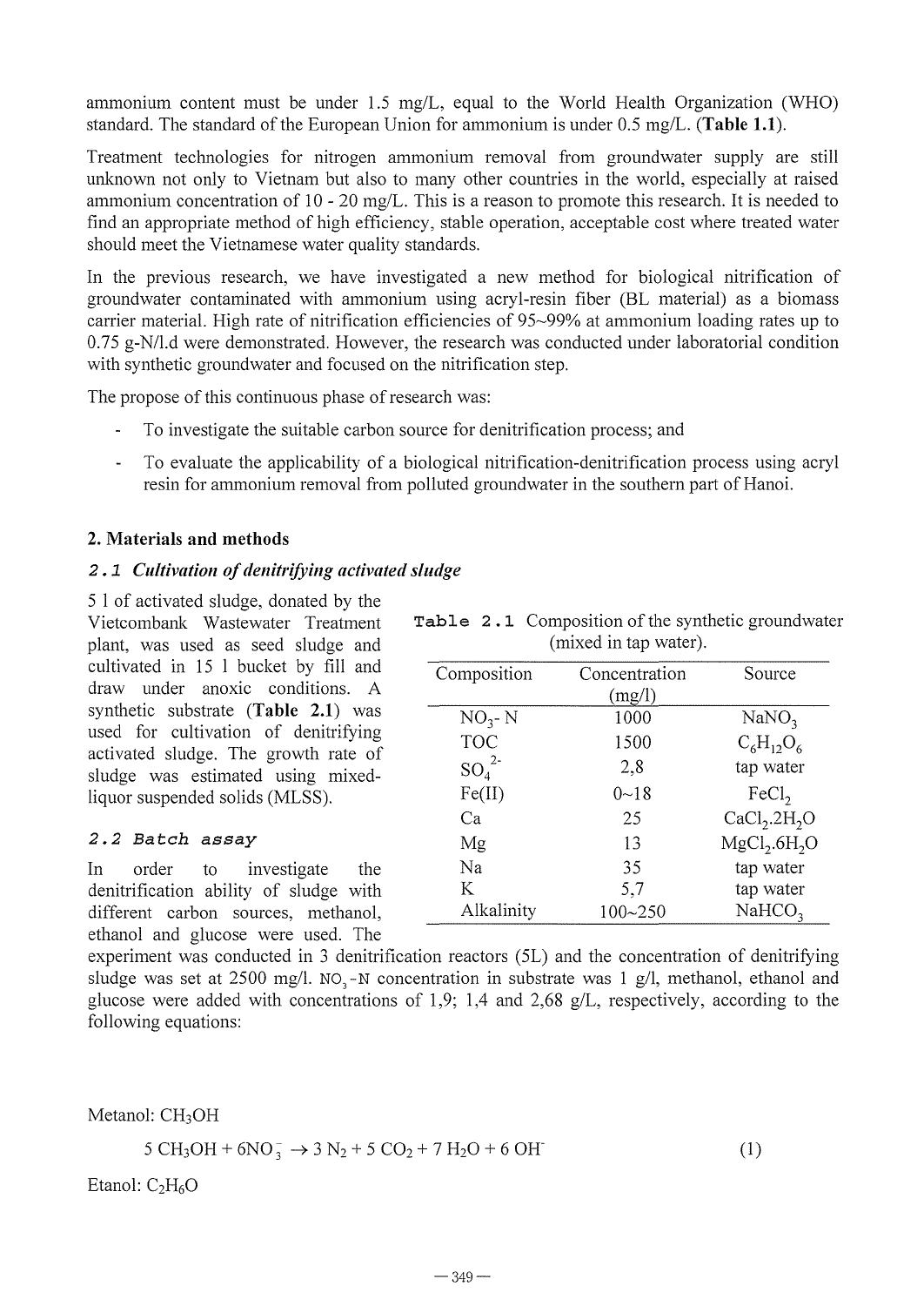ammonium content must be under 1.5 mg/L, equal to the World Health Organization (WHO) standard. The standard of the European Union for ammonium is under 0.5 mg/L. (**Table 1.1**).

Treatment technologies for nitrogen ammonium removal from groundwater supply are still unknown not only to Vietnam but also to many other countries in the world, especially at raised ammonium concentration of 10 - 20 mg/L. This is a reason to promote this research. It is needed to find an appropriate method of high efficiency, stable operation, acceptable cost where treated water should meet the Vietnamese water quality standards.

In the previous research, we have investigated a new method for biological nitrification of groundwater contaminated with ammonium using acryl-resin fiber (BL material) as a biomass carrier material. High rate of nitrification efficiencies of 95~99% at ammonium loading rates up to 0.75 g-N/l.d were demonstrated. However, the research was conducted under laboratorial condition with synthetic groundwater and focused on the nitrification step.

The propose of this continuous phase of research was:

- To investigate the suitable carbon source for denitrification process; and
- To evaluate the applicability of a biological nitrification-denitrification process using acryl resin for ammonium removal from polluted groundwater in the southern part of Hanoi.

## 2. Materials and methods

### *2.1 Cultivation of denitrifying activated sludge*

5 l of activated sludge, donated by the Vietcombank Wastewater Treatment plant, was used as seed sludge and cultivated in 15 l bucket by fill and draw under anoxic conditions. A synthetic substrate (**Table 2.1**) was used for cultivation of denitrifying activated sludge. The growth rate of sludge was estimated using mixed-liquor suspended solids (MLSS).

**Table 2.1** Composition of the synthetic groundwater (mixed in tap water).

| Composition | Concentration (mg/l) | Source |
|---|---|---|
| $NO_3$- N | 1000 | $NaNO_3$ |
| TOC | 1500 | $C_6H_{12}O_6$ |
| $SO_4^{2-}$ | 2,8 | tap water |
| Fe(II) | 0~18 | $FeCl_2$ |
| Ca | 25 | $CaCl_2.2H_2O$ |
| Mg | 13 | $MgCl_2.6H_2O$ |
| Na | 35 | tap water |
| K | 5,7 | tap water |
| Alkalinity | 100~250 | $NaHCO_3$ |

### *2.2 Batch assay*

In order to investigate the denitrification ability of sludge with different carbon sources, methanol, ethanol and glucose were used. The experiment was conducted in 3 denitrification reactors (5L) and the concentration of denitrifying sludge was set at 2500 mg/l. $NO_3$-N concentration in substrate was 1 g/l, methanol, ethanol and glucose were added with concentrations of 1,9; 1,4 and 2,68 g/L, respectively, according to the following equations:

Metanol: $CH_3OH$

$$5\ CH_3OH + 6NO_3^- \rightarrow 3\ N_2 + 5\ CO_2 + 7\ H_2O + 6\ OH^- \qquad (1)$$

Etanol: $C_2H_6O$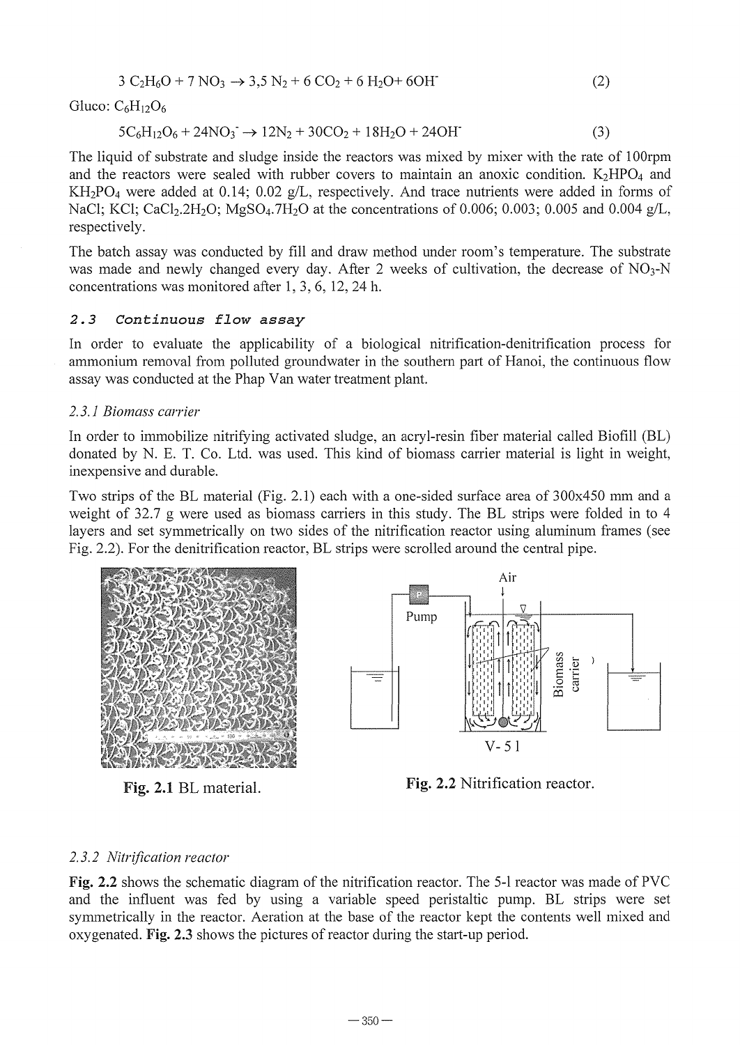$$3\ C_2H_6O + 7\ NO_3 \rightarrow 3{,}5\ N_2 + 6\ CO_2 + 6\ H_2O + 6OH^- \quad (2)$$

Gluco: $C_6H_{12}O_6$

$$5C_6H_{12}O_6 + 24NO_3^- \rightarrow 12N_2 + 30CO_2 + 18H_2O + 24OH^- \quad (3)$$

The liquid of substrate and sludge inside the reactors was mixed by mixer with the rate of 100rpm and the reactors were sealed with rubber covers to maintain an anoxic condition. $K_2HPO_4$ and $KH_2PO_4$ were added at 0.14; 0.02 g/L, respectively. And trace nutrients were added in forms of NaCl; KCl; $CaCl_2.2H_2O$; $MgSO_4.7H_2O$ at the concentrations of 0.006; 0.003; 0.005 and 0.004 g/L, respectively.

The batch assay was conducted by fill and draw method under room's temperature. The substrate was made and newly changed every day. After 2 weeks of cultivation, the decrease of $NO_3$-N concentrations was monitored after 1, 3, 6, 12, 24 h.

### 2.3 Continuous flow assay

In order to evaluate the applicability of a biological nitrification-denitrification process for ammonium removal from polluted groundwater in the southern part of Hanoi, the continuous flow assay was conducted at the Phap Van water treatment plant.

#### *2.3.1 Biomass carrier*

In order to immobilize nitrifying activated sludge, an acryl-resin fiber material called Biofill (BL) donated by N. E. T. Co. Ltd. was used. This kind of biomass carrier material is light in weight, inexpensive and durable.

Two strips of the BL material (Fig. 2.1) each with a one-sided surface area of 300x450 mm and a weight of 32.7 g were used as biomass carriers in this study. The BL strips were folded in to 4 layers and set symmetrically on two sides of the nitrification reactor using aluminum frames (see Fig. 2.2). For the denitrification reactor, BL strips were scrolled around the central pipe.

**Fig. 2.1** BL material.

**Fig. 2.2** Nitrification reactor.

#### *2.3.2 Nitrification reactor*

**Fig. 2.2** shows the schematic diagram of the nitrification reactor. The 5-l reactor was made of PVC and the influent was fed by using a variable speed peristaltic pump. BL strips were set symmetrically in the reactor. Aeration at the base of the reactor kept the contents well mixed and oxygenated. **Fig. 2.3** shows the pictures of reactor during the start-up period.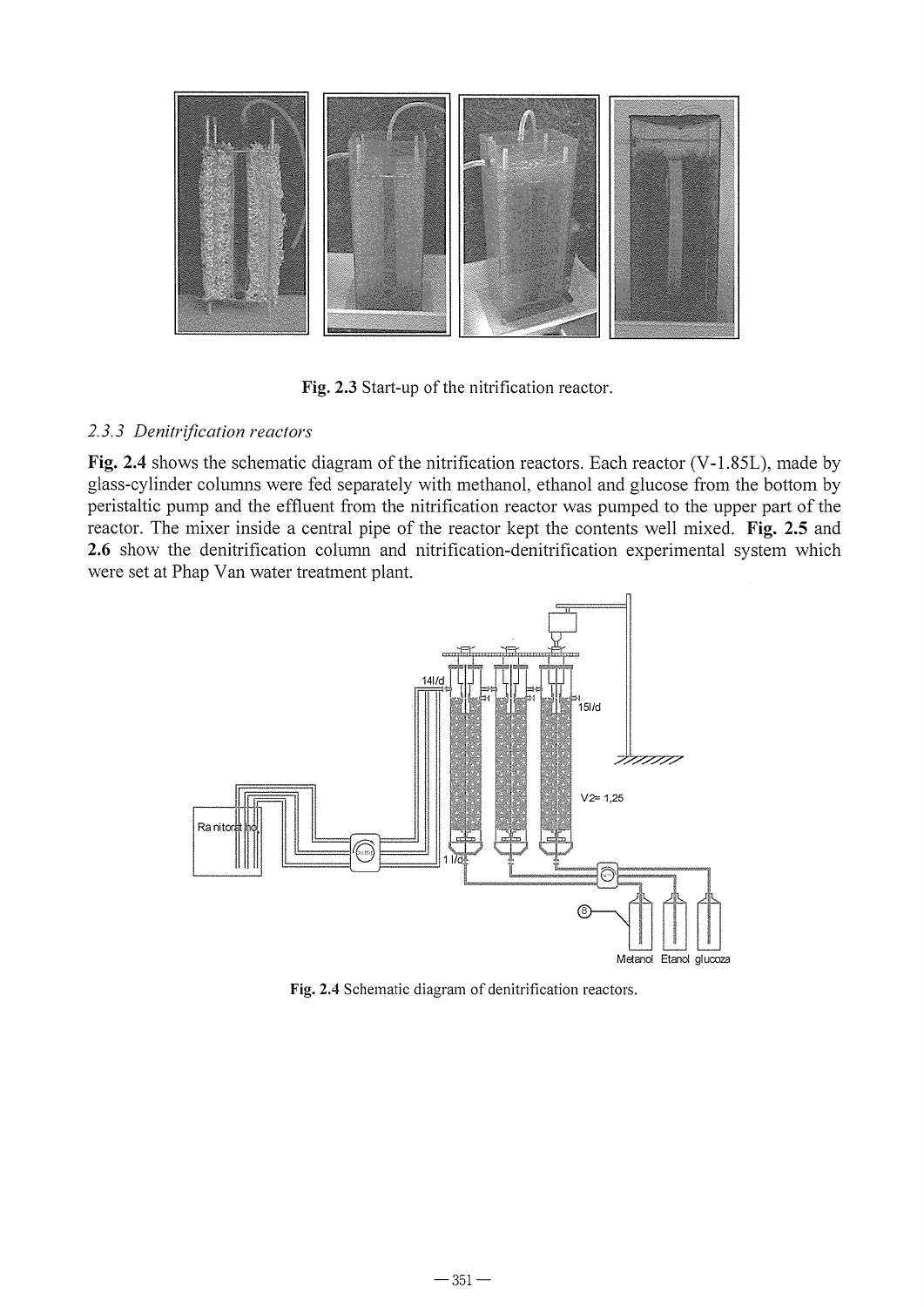Fig. 2.3 Start-up of the nitrification reactor.

### *2.3.3 Denitrification reactors*

**Fig. 2.4** shows the schematic diagram of the nitrification reactors. Each reactor (V-1.85L), made by glass-cylinder columns were fed separately with methanol, ethanol and glucose from the bottom by peristaltic pump and the effluent from the nitrification reactor was pumped to the upper part of the reactor. The mixer inside a central pipe of the reactor kept the contents well mixed. **Fig. 2.5** and **2.6** show the denitrification column and nitrification-denitrification experimental system which were set at Phap Van water treatment plant.

Fig. 2.4 Schematic diagram of denitrification reactors.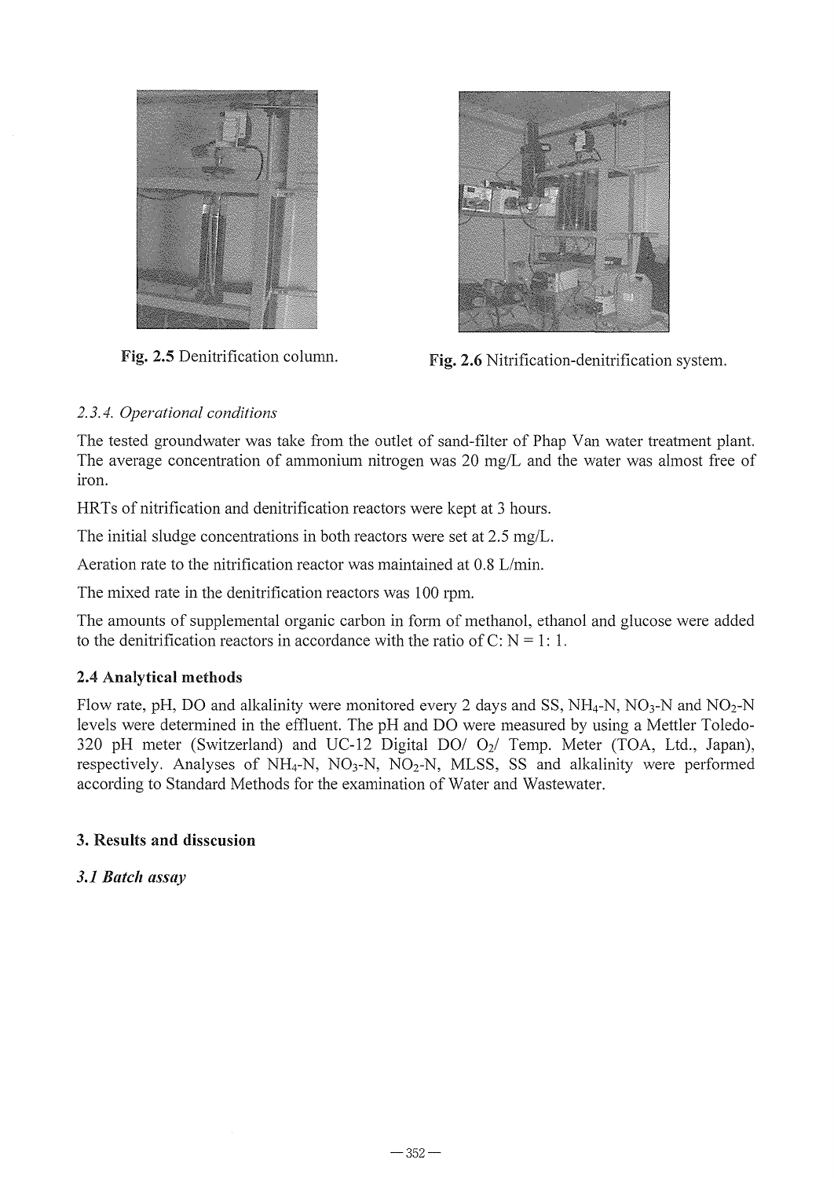Fig. 2.5 Denitrification column.

Fig. 2.6 Nitrification-denitrification system.

*2.3.4. Operational conditions*

The tested groundwater was take from the outlet of sand-filter of Phap Van water treatment plant. The average concentration of ammonium nitrogen was 20 mg/L and the water was almost free of iron.

HRTs of nitrification and denitrification reactors were kept at 3 hours.

The initial sludge concentrations in both reactors were set at 2.5 mg/L.

Aeration rate to the nitrification reactor was maintained at 0.8 L/min.

The mixed rate in the denitrification reactors was 100 rpm.

The amounts of supplemental organic carbon in form of methanol, ethanol and glucose were added to the denitrification reactors in accordance with the ratio of C: N = 1: 1.

### 2.4 Analytical methods

Flow rate, pH, DO and alkalinity were monitored every 2 days and SS, $NH_4$-N, $NO_3$-N and $NO_2$-N levels were determined in the effluent. The pH and DO were measured by using a Mettler Toledo-320 pH meter (Switzerland) and UC-12 Digital DO/ $O_2$/ Temp. Meter (TOA, Ltd., Japan), respectively. Analyses of $NH_4$-N, $NO_3$-N, $NO_2$-N, MLSS, SS and alkalinity were performed according to Standard Methods for the examination of Water and Wastewater.

## 3. Results and disscusion

### *3.1 Batch assay*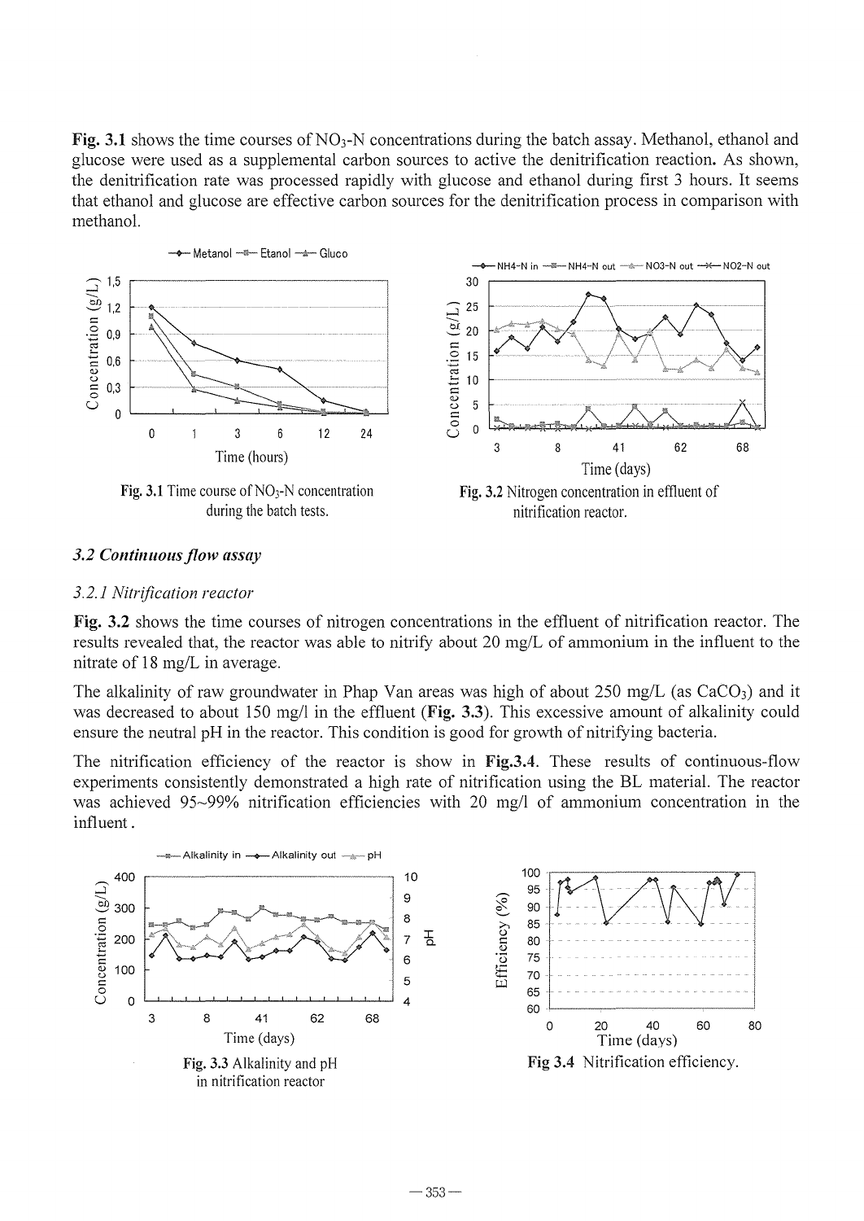**Fig. 3.1** shows the time courses of $NO_3$-N concentrations during the batch assay. Methanol, ethanol and glucose were used as a supplemental carbon sources to active the denitrification reaction. As shown, the denitrification rate was processed rapidly with glucose and ethanol during first 3 hours. It seems that ethanol and glucose are effective carbon sources for the denitrification process in comparison with methanol.

**Fig. 3.1** Time course of $NO_3$-N concentration during the batch tests.

**Fig. 3.2** Nitrogen concentration in effluent of nitrification reactor.

### *3.2 Continuous flow assay*

#### *3.2.1 Nitrification reactor*

**Fig. 3.2** shows the time courses of nitrogen concentrations in the effluent of nitrification reactor. The results revealed that, the reactor was able to nitrify about 20 mg/L of ammonium in the influent to the nitrate of 18 mg/L in average.

The alkalinity of raw groundwater in Phap Van areas was high of about 250 mg/L (as $CaCO_3$) and it was decreased to about 150 mg/l in the effluent (**Fig. 3.3**). This excessive amount of alkalinity could ensure the neutral pH in the reactor. This condition is good for growth of nitrifying bacteria.

The nitrification efficiency of the reactor is show in **Fig.3.4**. These results of continuous-flow experiments consistently demonstrated a high rate of nitrification using the BL material. The reactor was achieved 95~99% nitrification efficiencies with 20 mg/l of ammonium concentration in the influent.

**Fig. 3.3** Alkalinity and pH in nitrification reactor

**Fig 3.4** Nitrification efficiency.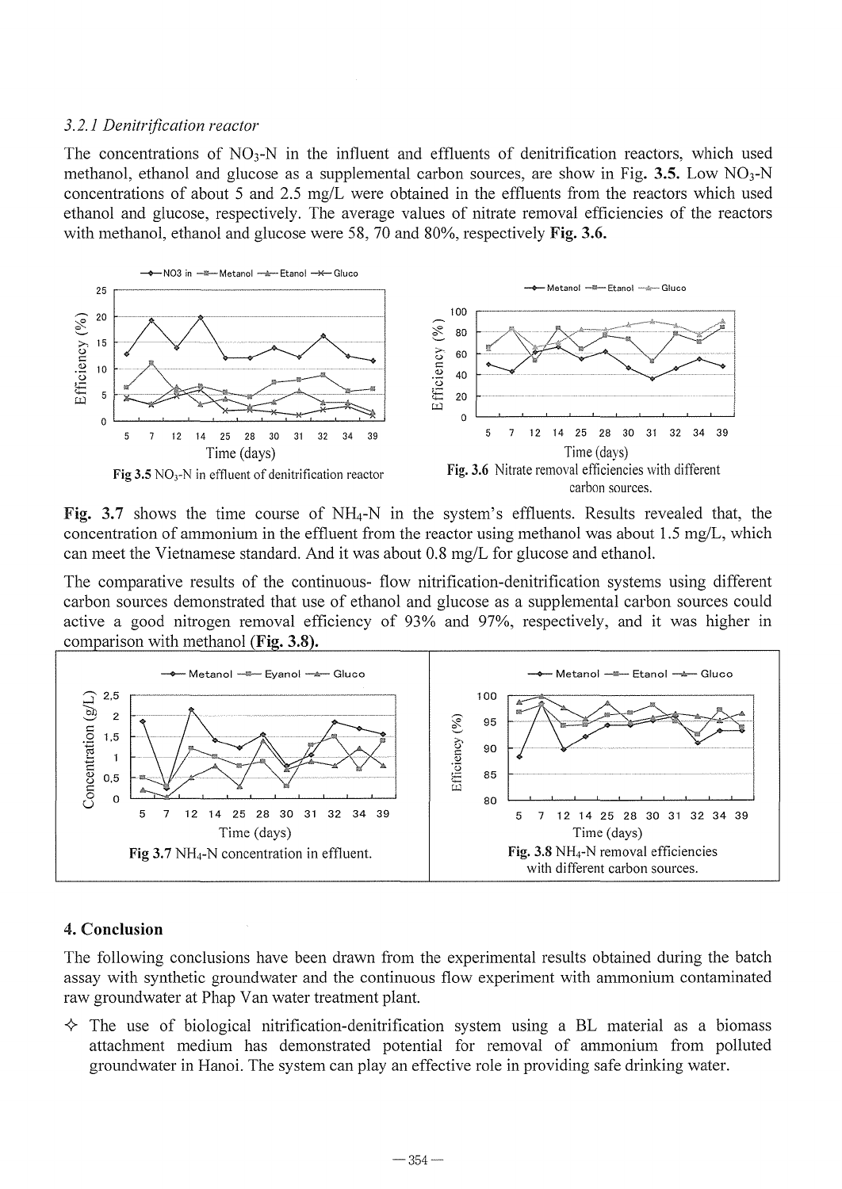### *3.2.1 Denitrification reactor*

The concentrations of $NO_3$-N in the influent and effluents of denitrification reactors, which used methanol, ethanol and glucose as a supplemental carbon sources, are show in Fig. **3.5.** Low $NO_3$-N concentrations of about 5 and 2.5 mg/L were obtained in the effluents from the reactors which used ethanol and glucose, respectively. The average values of nitrate removal efficiencies of the reactors with methanol, ethanol and glucose were 58, 70 and 80%, respectively **Fig. 3.6.**

Fig 3.5 $NO_3$-N in effluent of denitrification reactor

**Fig. 3.6** Nitrate removal efficiencies with different carbon sources.

**Fig. 3.7** shows the time course of $NH_4$-N in the system's effluents. Results revealed that, the concentration of ammonium in the effluent from the reactor using methanol was about 1.5 mg/L, which can meet the Vietnamese standard. And it was about 0.8 mg/L for glucose and ethanol.

The comparative results of the continuous- flow nitrification-denitrification systems using different carbon sources demonstrated that use of ethanol and glucose as a supplemental carbon sources could active a good nitrogen removal efficiency of 93% and 97%, respectively, and it was higher in comparison with methanol **(Fig. 3.8).**

**Fig 3.7** $NH_4$-N concentration in effluent.

**Fig. 3.8** $NH_4$-N removal efficiencies with different carbon sources.

## 4. Conclusion

The following conclusions have been drawn from the experimental results obtained during the batch assay with synthetic groundwater and the continuous flow experiment with ammonium contaminated raw groundwater at Phap Van water treatment plant.

- The use of biological nitrification-denitrification system using a BL material as a biomass attachment medium has demonstrated potential for removal of ammonium from polluted groundwater in Hanoi. The system can play an effective role in providing safe drinking water.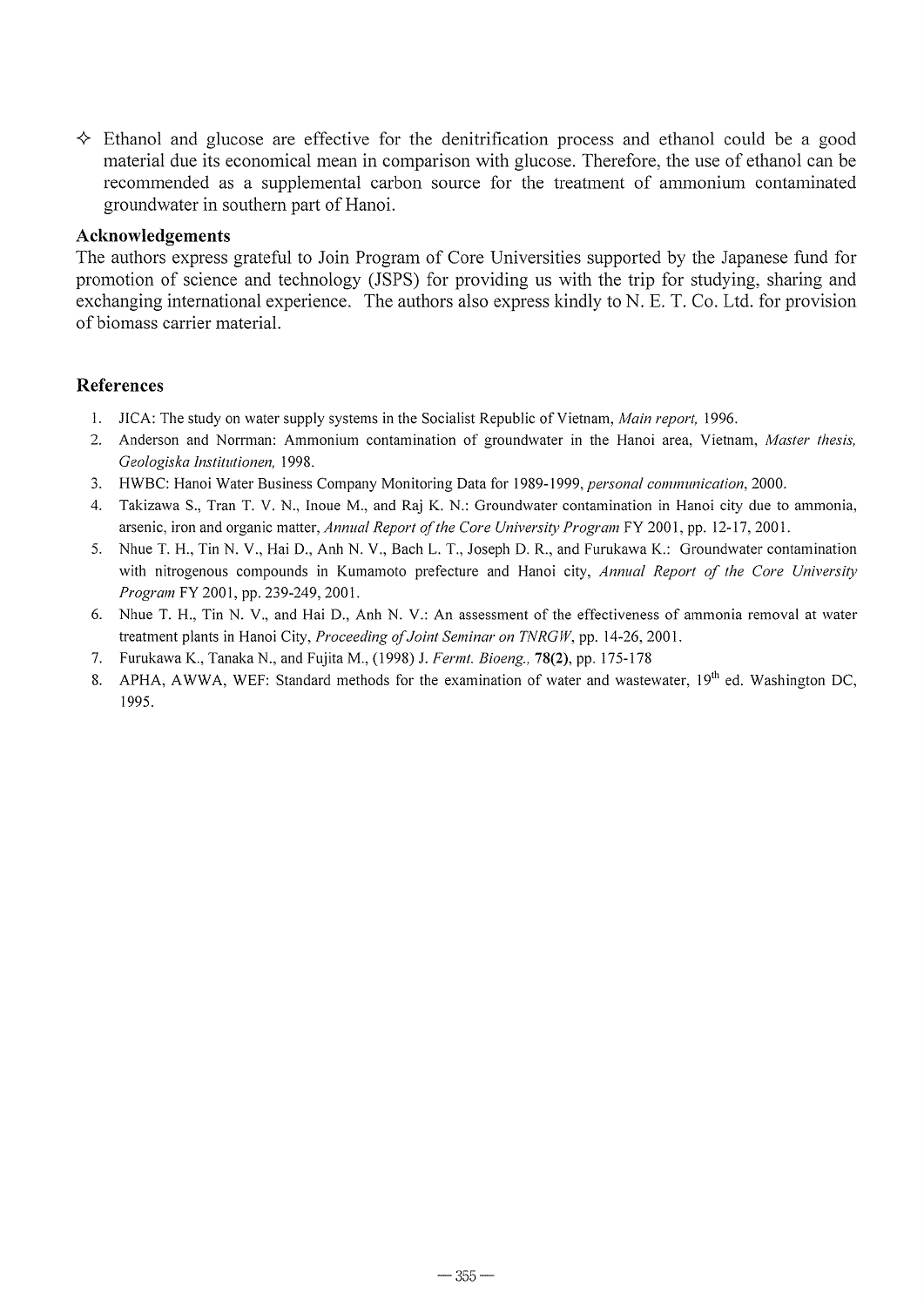- ✧ Ethanol and glucose are effective for the denitrification process and ethanol could be a good material due its economical mean in comparison with glucose. Therefore, the use of ethanol can be recommended as a supplemental carbon source for the treatment of ammonium contaminated groundwater in southern part of Hanoi.

### Acknowledgements

The authors express grateful to Join Program of Core Universities supported by the Japanese fund for promotion of science and technology (JSPS) for providing us with the trip for studying, sharing and exchanging international experience. The authors also express kindly to N. E. T. Co. Ltd. for provision of biomass carrier material.

### References

1. JICA: The study on water supply systems in the Socialist Republic of Vietnam, *Main report,* 1996.
2. Anderson and Norrman: Ammonium contamination of groundwater in the Hanoi area, Vietnam, *Master thesis, Geologiska Institutionen,* 1998.
3. HWBC: Hanoi Water Business Company Monitoring Data for 1989-1999, *personal communication*, 2000.
4. Takizawa S., Tran T. V. N., Inoue M., and Raj K. N.: Groundwater contamination in Hanoi city due to ammonia, arsenic, iron and organic matter, *Annual Report of the Core University Program* FY 2001, pp. 12-17, 2001.
5. Nhue T. H., Tin N. V., Hai D., Anh N. V., Bach L. T., Joseph D. R., and Furukawa K.: Groundwater contamination with nitrogenous compounds in Kumamoto prefecture and Hanoi city, *Annual Report of the Core University Program* FY 2001, pp. 239-249, 2001.
6. Nhue T. H., Tin N. V., and Hai D., Anh N. V.: An assessment of the effectiveness of ammonia removal at water treatment plants in Hanoi City, *Proceeding of Joint Seminar on TNRGW*, pp. 14-26, 2001.
7. Furukawa K., Tanaka N., and Fujita M., (1998) J. *Fermt. Bioeng.,* **78(2)**, pp. 175-178
8. APHA, AWWA, WEF: Standard methods for the examination of water and wastewater, 19$^{th}$ ed. Washington DC, 1995.